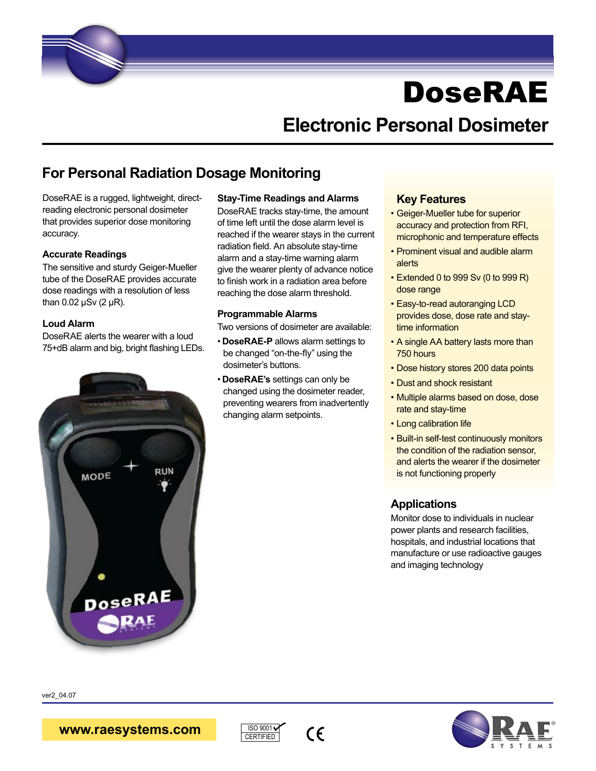# DoseRAE

## Electronic Personal Dosimeter

## For Personal Radiation Dosage Monitoring

DoseRAE is a rugged, lightweight, direct-reading electronic personal dosimeter that provides superior dose monitoring accuracy.

### Accurate Readings

The sensitive and sturdy Geiger-Mueller tube of the DoseRAE provides accurate dose readings with a resolution of less than 0.02 μSv (2 μR).

### Loud Alarm

DoseRAE alerts the wearer with a loud 75+dB alarm and big, bright flashing LEDs.

### Stay-Time Readings and Alarms

DoseRAE tracks stay-time, the amount of time left until the dose alarm level is reached if the wearer stays in the current radiation field. An absolute stay-time alarm and a stay-time warning alarm give the wearer plenty of advance notice to finish work in a radiation area before reaching the dose alarm threshold.

### Programmable Alarms

Two versions of dosimeter are available:

- **DoseRAE-P** allows alarm settings to be changed "on-the-fly" using the dosimeter's buttons.
- **DoseRAE's** settings can only be changed using the dosimeter reader, preventing wearers from inadvertently changing alarm setpoints.

### Key Features

- Geiger-Mueller tube for superior accuracy and protection from RFI, microphonic and temperature effects
- Prominent visual and audible alarm alerts
- Extended 0 to 999 Sv (0 to 999 R) dose range
- Easy-to-read autoranging LCD provides dose, dose rate and stay-time information
- A single AA battery lasts more than 750 hours
- Dose history stores 200 data points
- Dust and shock resistant
- Multiple alarms based on dose, dose rate and stay-time
- Long calibration life
- Built-in self-test continuously monitors the condition of the radiation sensor, and alerts the wearer if the dosimeter is not functioning properly

### Applications

Monitor dose to individuals in nuclear power plants and research facilities, hospitals, and industrial locations that manufacture or use radioactive gauges and imaging technology

ver2_04.07

www.raesystems.com

ISO 9001 CERTIFIED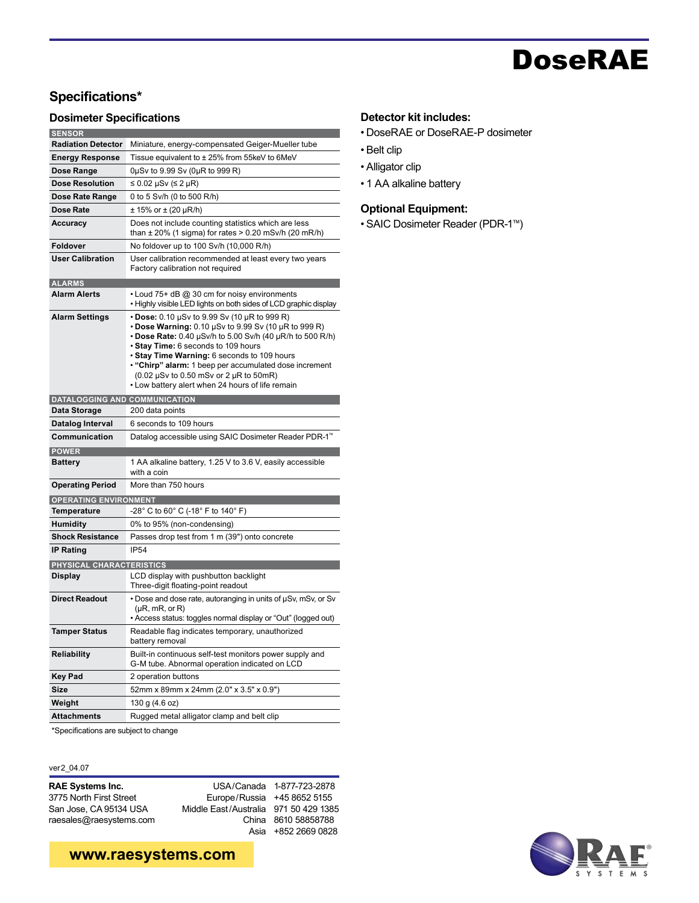// DoseRAE

## Specifications*

### Dosimeter Specifications

| | |
|---|---|
| **SENSOR** | |
| **Radiation Detector** | Miniature, energy-compensated Geiger-Mueller tube |
| **Energy Response** | Tissue equivalent to ± 25% from 55keV to 6MeV |
| **Dose Range** | 0μSv to 9.99 Sv (0μR to 999 R) |
| **Dose Resolution** | ≤ 0.02 μSv (≤ 2 μR) |
| **Dose Rate Range** | 0 to 5 Sv/h (0 to 500 R/h) |
| **Dose Rate** | ± 15% or ± (20 μR/h) |
| **Accuracy** | Does not include counting statistics which are less than ± 20% (1 sigma) for rates > 0.20 mSv/h (20 mR/h) |
| **Foldover** | No foldover up to 100 Sv/h (10,000 R/h) |
| **User Calibration** | User calibration recommended at least every two years<br>Factory calibration not required |
| **ALARMS** | |
| **Alarm Alerts** | • Loud 75+ dB @ 30 cm for noisy environments<br>• Highly visible LED lights on both sides of LCD graphic display |
| **Alarm Settings** | • **Dose:** 0.10 μSv to 9.99 Sv (10 μR to 999 R)<br>• **Dose Warning:** 0.10 μSv to 9.99 Sv (10 μR to 999 R)<br>• **Dose Rate:** 0.40 μSv/h to 5.00 Sv/h (40 μR/h to 500 R/h)<br>• **Stay Time:** 6 seconds to 109 hours<br>• **Stay Time Warning:** 6 seconds to 109 hours<br>• **"Chirp" alarm:** 1 beep per accumulated dose increment (0.02 μSv to 0.50 mSv or 2 μR to 50mR)<br>• Low battery alert when 24 hours of life remain |
| **DATALOGGING AND COMMUNICATION** | |
| **Data Storage** | 200 data points |
| **Datalog Interval** | 6 seconds to 109 hours |
| **Communication** | Datalog accessible using SAIC Dosimeter Reader PDR-1™ |
| **POWER** | |
| **Battery** | 1 AA alkaline battery, 1.25 V to 3.6 V, easily accessible with a coin |
| **Operating Period** | More than 750 hours |
| **OPERATING ENVIRONMENT** | |
| **Temperature** | -28° C to 60° C (-18° F to 140° F) |
| **Humidity** | 0% to 95% (non-condensing) |
| **Shock Resistance** | Passes drop test from 1 m (39") onto concrete |
| **IP Rating** | IP54 |
| **PHYSICAL CHARACTERISTICS** | |
| **Display** | LCD display with pushbutton backlight<br>Three-digit floating-point readout |
| **Direct Readout** | • Dose and dose rate, autoranging in units of μSv, mSv, or Sv (μR, mR, or R)<br>• Access status: toggles normal display or "Out" (logged out) |
| **Tamper Status** | Readable flag indicates temporary, unauthorized battery removal |
| **Reliability** | Built-in continuous self-test monitors power supply and G-M tube. Abnormal operation indicated on LCD |
| **Key Pad** | 2 operation buttons |
| **Size** | 52mm x 89mm x 24mm (2.0" x 3.5" x 0.9") |
| **Weight** | 130 g (4.6 oz) |
| **Attachments** | Rugged metal alligator clamp and belt clip |

*Specifications are subject to change

### Detector kit includes:

- DoseRAE or DoseRAE-P dosimeter
- Belt clip
- Alligator clip
- 1 AA alkaline battery

### Optional Equipment:

- SAIC Dosimeter Reader (PDR-1™)

ver2_04.07

**RAE Systems Inc.**
3775 North First Street
San Jose, CA 95134 USA
raesales@raesystems.com

| | |
|---|---|
| USA/Canada | 1-877-723-2878 |
| Europe/Russia | +45 8652 5155 |
| Middle East/Australia | 971 50 429 1385 |
| China | 8610 58858788 |
| Asia | +852 2669 0828 |

**www.raesystems.com**

RAE SYSTEMS